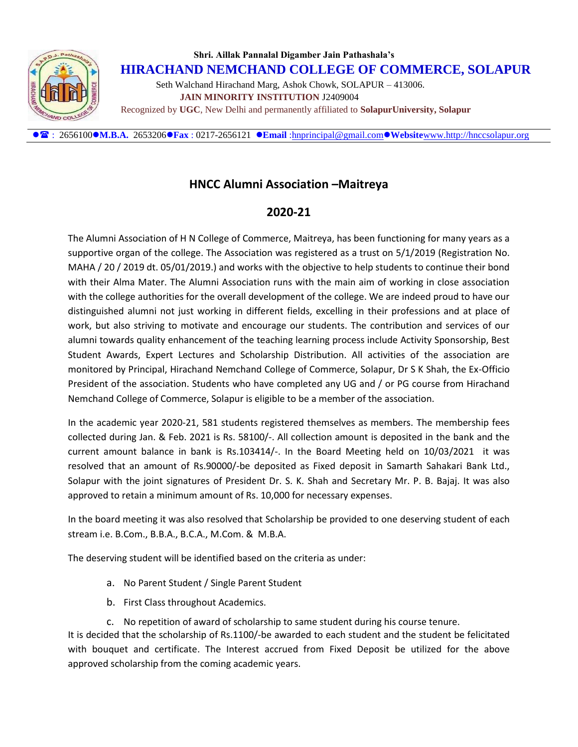Shri. Aillak Pannalal Digamber Jain Pathashala's

# HIRACHAND NEMCHAND COLLEGE OF COMMERCE, SOLAPUR

Seth Walchand Hirachand Marg, Ashok Chowk, SOLAPUR – 413006.

**JAIN MINORITY INSTITUTION** J2409004

Recognized by **UGC**, New Delhi and permanently affiliated to **SolapurUniversity, Solapur**

●☎ : 2656100●**M.B.A.** 2653206●**Fax** : 0217-2656121 ●**Email** :hnprincipal@gmail.com●**Website**www.http://hnccsolapur.org

## HNCC Alumni Association –Maitreya

## 2020-21

The Alumni Association of H N College of Commerce, Maitreya, has been functioning for many years as a supportive organ of the college. The Association was registered as a trust on 5/1/2019 (Registration No. MAHA / 20 / 2019 dt. 05/01/2019.) and works with the objective to help students to continue their bond with their Alma Mater. The Alumni Association runs with the main aim of working in close association with the college authorities for the overall development of the college. We are indeed proud to have our distinguished alumni not just working in different fields, excelling in their professions and at place of work, but also striving to motivate and encourage our students. The contribution and services of our alumni towards quality enhancement of the teaching learning process include Activity Sponsorship, Best Student Awards, Expert Lectures and Scholarship Distribution. All activities of the association are monitored by Principal, Hirachand Nemchand College of Commerce, Solapur, Dr S K Shah, the Ex-Officio President of the association. Students who have completed any UG and / or PG course from Hirachand Nemchand College of Commerce, Solapur is eligible to be a member of the association.

In the academic year 2020-21, 581 students registered themselves as members. The membership fees collected during Jan. & Feb. 2021 is Rs. 58100/-. All collection amount is deposited in the bank and the current amount balance in bank is Rs.103414/-. In the Board Meeting held on 10/03/2021 it was resolved that an amount of Rs.90000/-be deposited as Fixed deposit in Samarth Sahakari Bank Ltd., Solapur with the joint signatures of President Dr. S. K. Shah and Secretary Mr. P. B. Bajaj. It was also approved to retain a minimum amount of Rs. 10,000 for necessary expenses.

In the board meeting it was also resolved that Scholarship be provided to one deserving student of each stream i.e. B.Com., B.B.A., B.C.A., M.Com. & M.B.A.

The deserving student will be identified based on the criteria as under:

a. No Parent Student / Single Parent Student
b. First Class throughout Academics.
c. No repetition of award of scholarship to same student during his course tenure.

It is decided that the scholarship of Rs.1100/-be awarded to each student and the student be felicitated with bouquet and certificate. The Interest accrued from Fixed Deposit be utilized for the above approved scholarship from the coming academic years.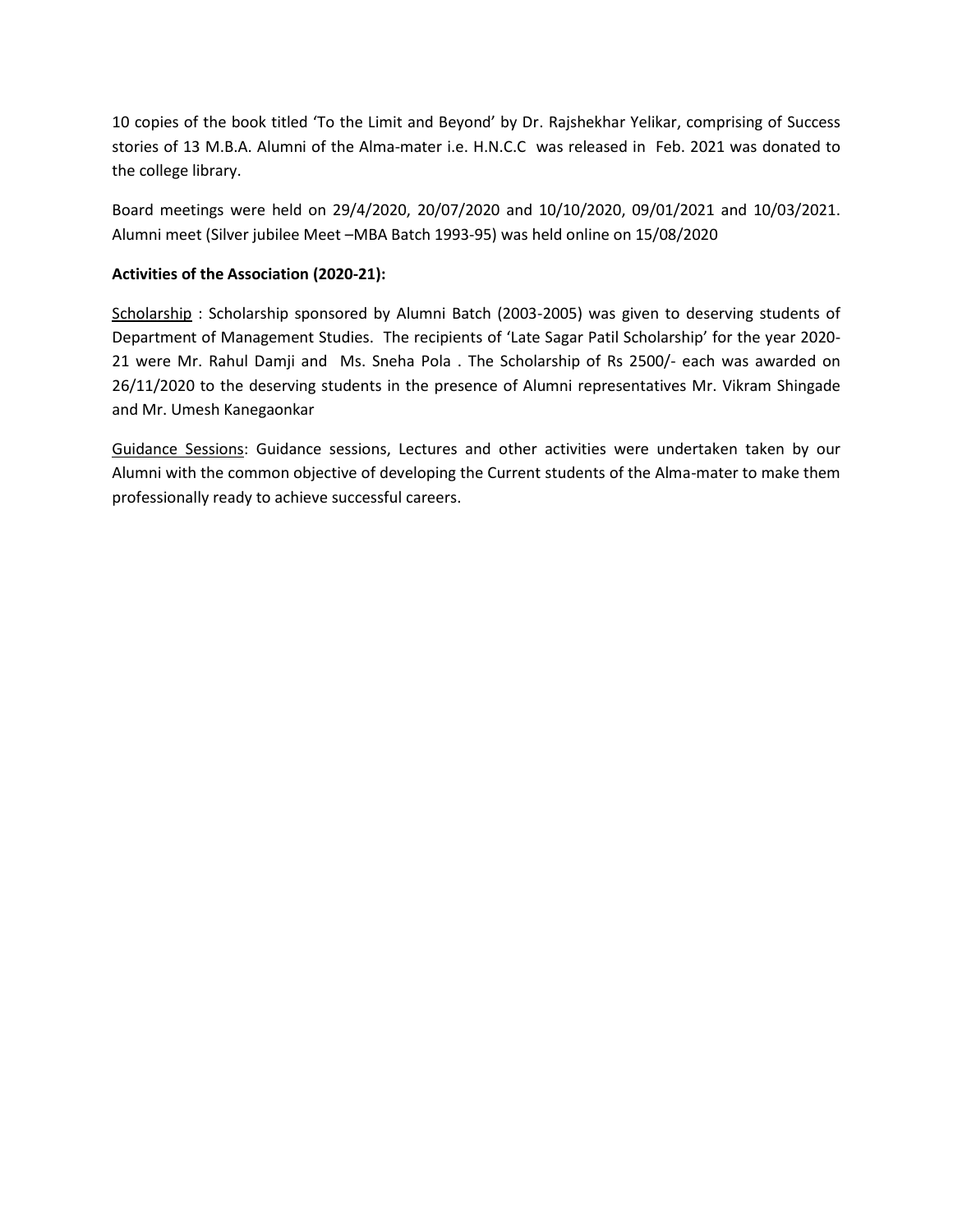10 copies of the book titled 'To the Limit and Beyond' by Dr. Rajshekhar Yelikar, comprising of Success stories of 13 M.B.A. Alumni of the Alma-mater i.e. H.N.C.C was released in Feb. 2021 was donated to the college library.

Board meetings were held on 29/4/2020, 20/07/2020 and 10/10/2020, 09/01/2021 and 10/03/2021. Alumni meet (Silver jubilee Meet –MBA Batch 1993-95) was held online on 15/08/2020

**Activities of the Association (2020-21):**

<u>Scholarship</u> : Scholarship sponsored by Alumni Batch (2003-2005) was given to deserving students of Department of Management Studies. The recipients of 'Late Sagar Patil Scholarship' for the year 2020-21 were Mr. Rahul Damji and Ms. Sneha Pola . The Scholarship of Rs 2500/- each was awarded on 26/11/2020 to the deserving students in the presence of Alumni representatives Mr. Vikram Shingade and Mr. Umesh Kanegaonkar

<u>Guidance Sessions</u>: Guidance sessions, Lectures and other activities were undertaken taken by our Alumni with the common objective of developing the Current students of the Alma-mater to make them professionally ready to achieve successful careers.